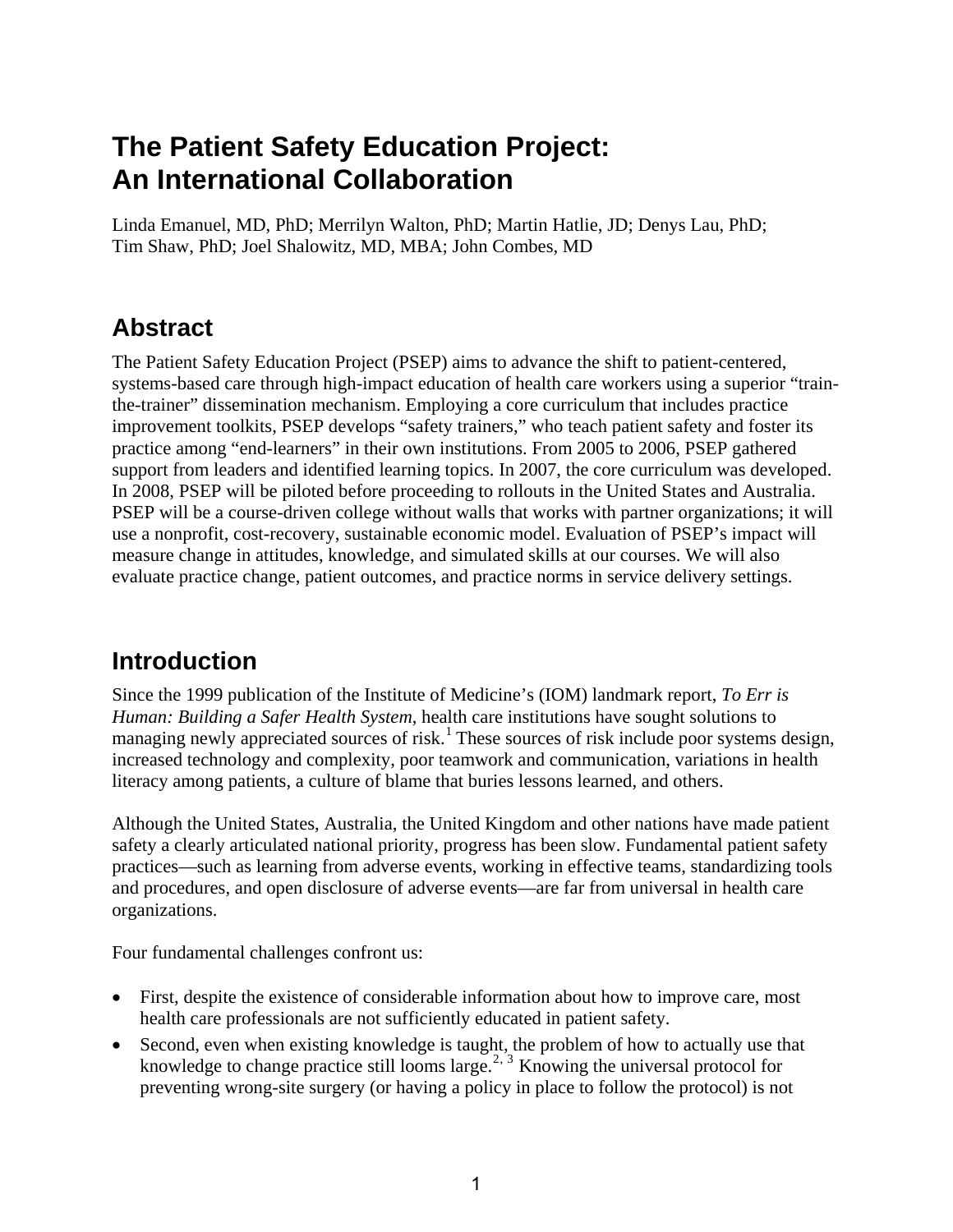# The Patient Safety Education Project: An International Collaboration

Linda Emanuel, MD, PhD; Merrilyn Walton, PhD; Martin Hatlie, JD; Denys Lau, PhD; Tim Shaw, PhD; Joel Shalowitz, MD, MBA; John Combes, MD

## Abstract

The Patient Safety Education Project (PSEP) aims to advance the shift to patient-centered, systems-based care through high-impact education of health care workers using a superior "train-the-trainer" dissemination mechanism. Employing a core curriculum that includes practice improvement toolkits, PSEP develops "safety trainers," who teach patient safety and foster its practice among "end-learners" in their own institutions. From 2005 to 2006, PSEP gathered support from leaders and identified learning topics. In 2007, the core curriculum was developed. In 2008, PSEP will be piloted before proceeding to rollouts in the United States and Australia. PSEP will be a course-driven college without walls that works with partner organizations; it will use a nonprofit, cost-recovery, sustainable economic model. Evaluation of PSEP's impact will measure change in attitudes, knowledge, and simulated skills at our courses. We will also evaluate practice change, patient outcomes, and practice norms in service delivery settings.

## Introduction

Since the 1999 publication of the Institute of Medicine's (IOM) landmark report, *To Err is Human: Building a Safer Health System*, health care institutions have sought solutions to managing newly appreciated sources of risk.[1] These sources of risk include poor systems design, increased technology and complexity, poor teamwork and communication, variations in health literacy among patients, a culture of blame that buries lessons learned, and others.

Although the United States, Australia, the United Kingdom and other nations have made patient safety a clearly articulated national priority, progress has been slow. Fundamental patient safety practices—such as learning from adverse events, working in effective teams, standardizing tools and procedures, and open disclosure of adverse events—are far from universal in health care organizations.

Four fundamental challenges confront us:

- First, despite the existence of considerable information about how to improve care, most health care professionals are not sufficiently educated in patient safety.
- Second, even when existing knowledge is taught, the problem of how to actually use that knowledge to change practice still looms large.[2, 3] Knowing the universal protocol for preventing wrong-site surgery (or having a policy in place to follow the protocol) is not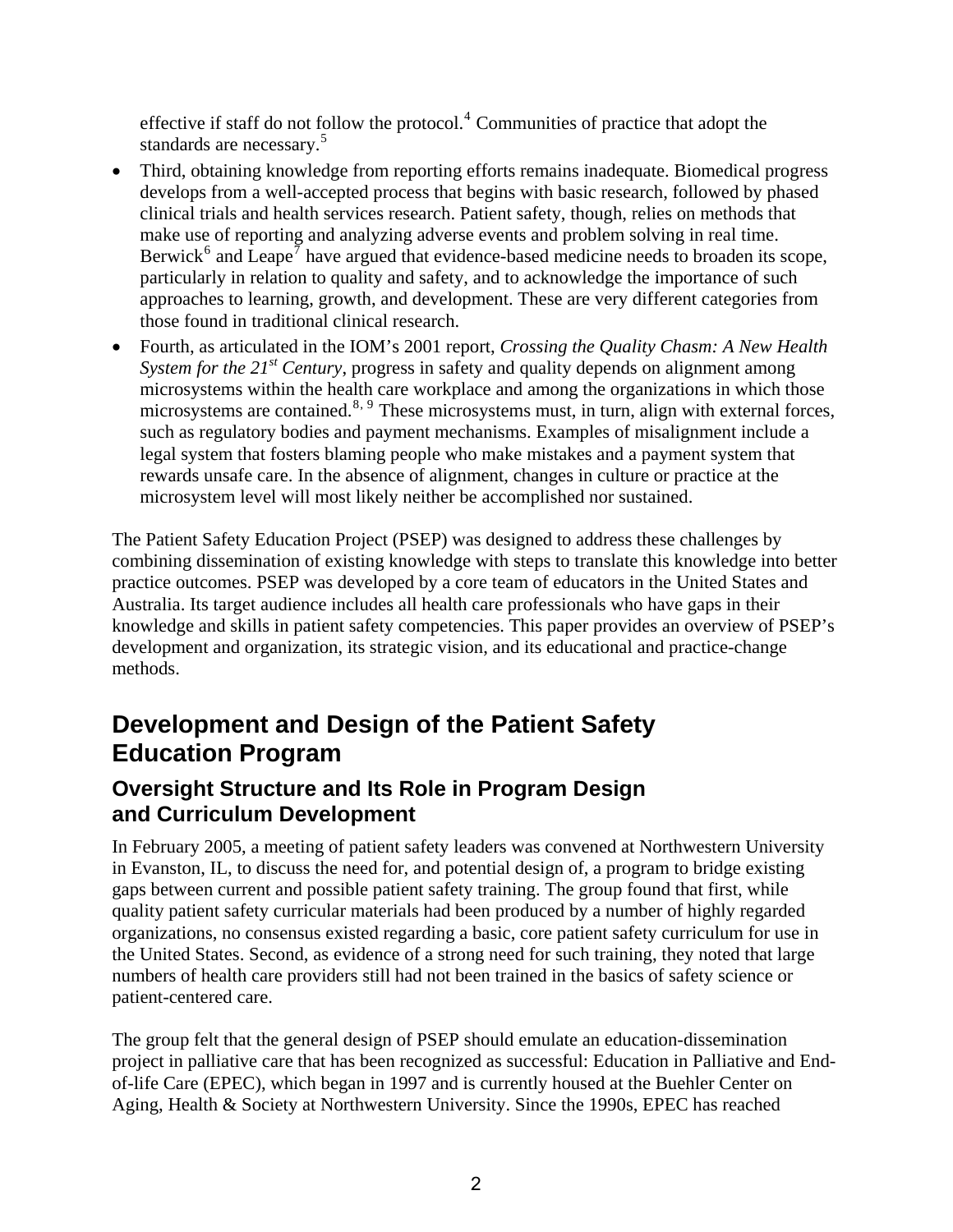effective if staff do not follow the protocol.[4] Communities of practice that adopt the standards are necessary.[5]

- Third, obtaining knowledge from reporting efforts remains inadequate. Biomedical progress develops from a well-accepted process that begins with basic research, followed by phased clinical trials and health services research. Patient safety, though, relies on methods that make use of reporting and analyzing adverse events and problem solving in real time. Berwick[6] and Leape[7] have argued that evidence-based medicine needs to broaden its scope, particularly in relation to quality and safety, and to acknowledge the importance of such approaches to learning, growth, and development. These are very different categories from those found in traditional clinical research.
- Fourth, as articulated in the IOM's 2001 report, *Crossing the Quality Chasm: A New Health System for the 21st Century*, progress in safety and quality depends on alignment among microsystems within the health care workplace and among the organizations in which those microsystems are contained.[8, 9] These microsystems must, in turn, align with external forces, such as regulatory bodies and payment mechanisms. Examples of misalignment include a legal system that fosters blaming people who make mistakes and a payment system that rewards unsafe care. In the absence of alignment, changes in culture or practice at the microsystem level will most likely neither be accomplished nor sustained.

The Patient Safety Education Project (PSEP) was designed to address these challenges by combining dissemination of existing knowledge with steps to translate this knowledge into better practice outcomes. PSEP was developed by a core team of educators in the United States and Australia. Its target audience includes all health care professionals who have gaps in their knowledge and skills in patient safety competencies. This paper provides an overview of PSEP's development and organization, its strategic vision, and its educational and practice-change methods.

## Development and Design of the Patient Safety Education Program

### Oversight Structure and Its Role in Program Design and Curriculum Development

In February 2005, a meeting of patient safety leaders was convened at Northwestern University in Evanston, IL, to discuss the need for, and potential design of, a program to bridge existing gaps between current and possible patient safety training. The group found that first, while quality patient safety curricular materials had been produced by a number of highly regarded organizations, no consensus existed regarding a basic, core patient safety curriculum for use in the United States. Second, as evidence of a strong need for such training, they noted that large numbers of health care providers still had not been trained in the basics of safety science or patient-centered care.

The group felt that the general design of PSEP should emulate an education-dissemination project in palliative care that has been recognized as successful: Education in Palliative and End-of-life Care (EPEC), which began in 1997 and is currently housed at the Buehler Center on Aging, Health & Society at Northwestern University. Since the 1990s, EPEC has reached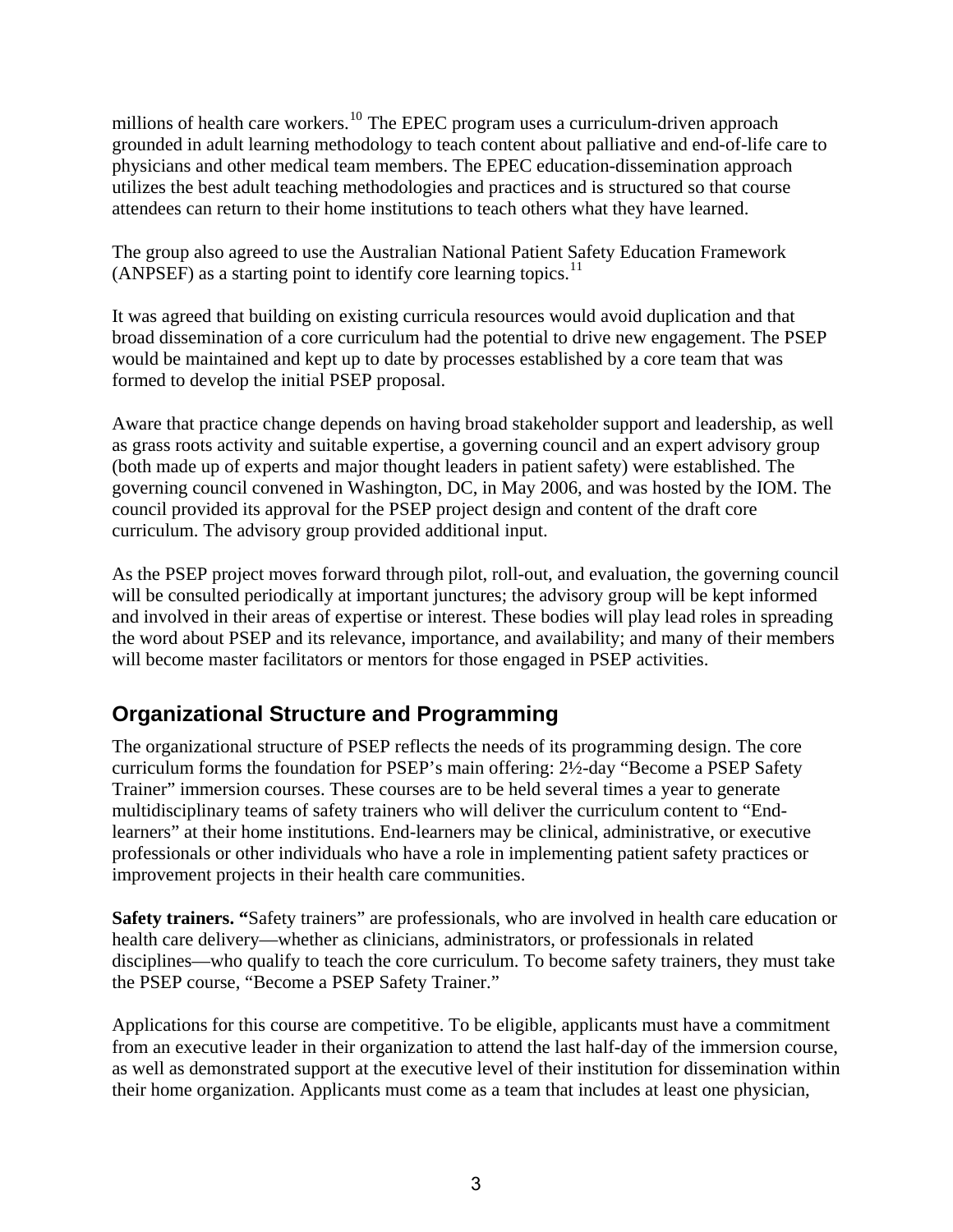millions of health care workers.[10] The EPEC program uses a curriculum-driven approach grounded in adult learning methodology to teach content about palliative and end-of-life care to physicians and other medical team members. The EPEC education-dissemination approach utilizes the best adult teaching methodologies and practices and is structured so that course attendees can return to their home institutions to teach others what they have learned.

The group also agreed to use the Australian National Patient Safety Education Framework (ANPSEF) as a starting point to identify core learning topics.[11]

It was agreed that building on existing curricula resources would avoid duplication and that broad dissemination of a core curriculum had the potential to drive new engagement. The PSEP would be maintained and kept up to date by processes established by a core team that was formed to develop the initial PSEP proposal.

Aware that practice change depends on having broad stakeholder support and leadership, as well as grass roots activity and suitable expertise, a governing council and an expert advisory group (both made up of experts and major thought leaders in patient safety) were established. The governing council convened in Washington, DC, in May 2006, and was hosted by the IOM. The council provided its approval for the PSEP project design and content of the draft core curriculum. The advisory group provided additional input.

As the PSEP project moves forward through pilot, roll-out, and evaluation, the governing council will be consulted periodically at important junctures; the advisory group will be kept informed and involved in their areas of expertise or interest. These bodies will play lead roles in spreading the word about PSEP and its relevance, importance, and availability; and many of their members will become master facilitators or mentors for those engaged in PSEP activities.

## Organizational Structure and Programming

The organizational structure of PSEP reflects the needs of its programming design. The core curriculum forms the foundation for PSEP's main offering: 2½-day "Become a PSEP Safety Trainer" immersion courses. These courses are to be held several times a year to generate multidisciplinary teams of safety trainers who will deliver the curriculum content to "End-learners" at their home institutions. End-learners may be clinical, administrative, or executive professionals or other individuals who have a role in implementing patient safety practices or improvement projects in their health care communities.

**Safety trainers. "**Safety trainers" are professionals, who are involved in health care education or health care delivery—whether as clinicians, administrators, or professionals in related disciplines—who qualify to teach the core curriculum. To become safety trainers, they must take the PSEP course, "Become a PSEP Safety Trainer."

Applications for this course are competitive. To be eligible, applicants must have a commitment from an executive leader in their organization to attend the last half-day of the immersion course, as well as demonstrated support at the executive level of their institution for dissemination within their home organization. Applicants must come as a team that includes at least one physician,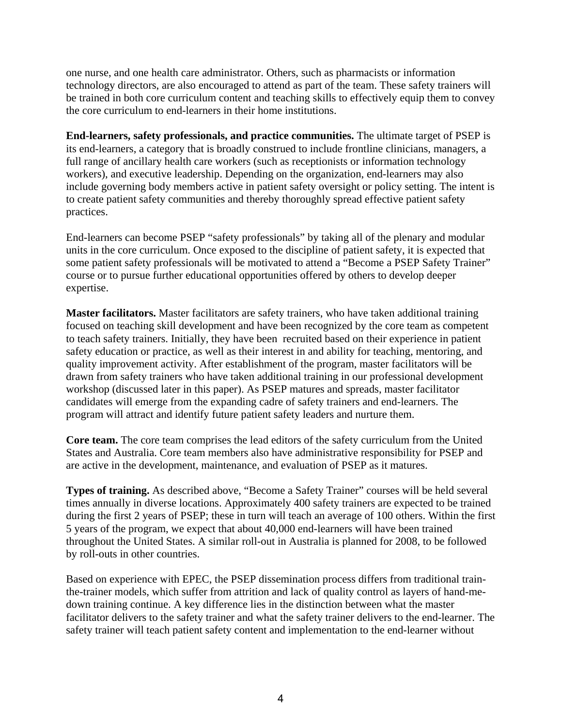one nurse, and one health care administrator. Others, such as pharmacists or information technology directors, are also encouraged to attend as part of the team. These safety trainers will be trained in both core curriculum content and teaching skills to effectively equip them to convey the core curriculum to end-learners in their home institutions.

**End-learners, safety professionals, and practice communities.** The ultimate target of PSEP is its end-learners, a category that is broadly construed to include frontline clinicians, managers, a full range of ancillary health care workers (such as receptionists or information technology workers), and executive leadership. Depending on the organization, end-learners may also include governing body members active in patient safety oversight or policy setting. The intent is to create patient safety communities and thereby thoroughly spread effective patient safety practices.

End-learners can become PSEP "safety professionals" by taking all of the plenary and modular units in the core curriculum. Once exposed to the discipline of patient safety, it is expected that some patient safety professionals will be motivated to attend a "Become a PSEP Safety Trainer" course or to pursue further educational opportunities offered by others to develop deeper expertise.

**Master facilitators.** Master facilitators are safety trainers, who have taken additional training focused on teaching skill development and have been recognized by the core team as competent to teach safety trainers. Initially, they have been recruited based on their experience in patient safety education or practice, as well as their interest in and ability for teaching, mentoring, and quality improvement activity. After establishment of the program, master facilitators will be drawn from safety trainers who have taken additional training in our professional development workshop (discussed later in this paper). As PSEP matures and spreads, master facilitator candidates will emerge from the expanding cadre of safety trainers and end-learners. The program will attract and identify future patient safety leaders and nurture them.

**Core team.** The core team comprises the lead editors of the safety curriculum from the United States and Australia. Core team members also have administrative responsibility for PSEP and are active in the development, maintenance, and evaluation of PSEP as it matures.

**Types of training.** As described above, "Become a Safety Trainer" courses will be held several times annually in diverse locations. Approximately 400 safety trainers are expected to be trained during the first 2 years of PSEP; these in turn will teach an average of 100 others. Within the first 5 years of the program, we expect that about 40,000 end-learners will have been trained throughout the United States. A similar roll-out in Australia is planned for 2008, to be followed by roll-outs in other countries.

Based on experience with EPEC, the PSEP dissemination process differs from traditional train-the-trainer models, which suffer from attrition and lack of quality control as layers of hand-me-down training continue. A key difference lies in the distinction between what the master facilitator delivers to the safety trainer and what the safety trainer delivers to the end-learner. The safety trainer will teach patient safety content and implementation to the end-learner without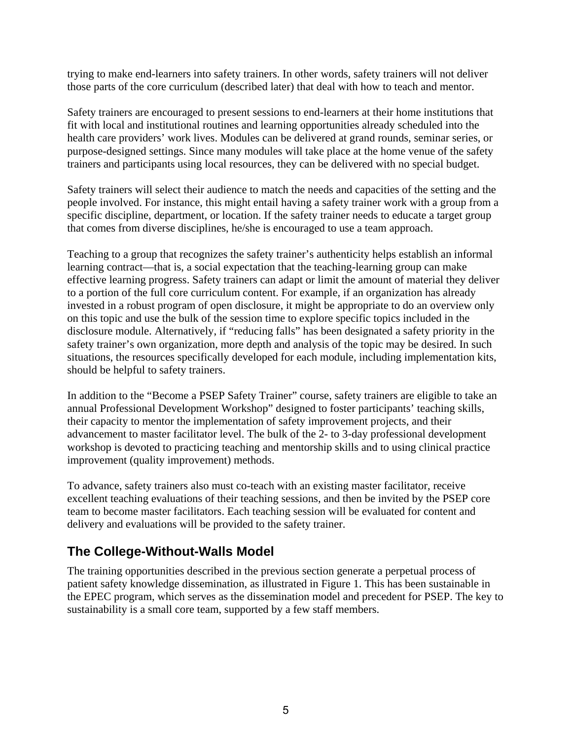trying to make end-learners into safety trainers. In other words, safety trainers will not deliver those parts of the core curriculum (described later) that deal with how to teach and mentor.

Safety trainers are encouraged to present sessions to end-learners at their home institutions that fit with local and institutional routines and learning opportunities already scheduled into the health care providers' work lives. Modules can be delivered at grand rounds, seminar series, or purpose-designed settings. Since many modules will take place at the home venue of the safety trainers and participants using local resources, they can be delivered with no special budget.

Safety trainers will select their audience to match the needs and capacities of the setting and the people involved. For instance, this might entail having a safety trainer work with a group from a specific discipline, department, or location. If the safety trainer needs to educate a target group that comes from diverse disciplines, he/she is encouraged to use a team approach.

Teaching to a group that recognizes the safety trainer's authenticity helps establish an informal learning contract—that is, a social expectation that the teaching-learning group can make effective learning progress. Safety trainers can adapt or limit the amount of material they deliver to a portion of the full core curriculum content. For example, if an organization has already invested in a robust program of open disclosure, it might be appropriate to do an overview only on this topic and use the bulk of the session time to explore specific topics included in the disclosure module. Alternatively, if "reducing falls" has been designated a safety priority in the safety trainer's own organization, more depth and analysis of the topic may be desired. In such situations, the resources specifically developed for each module, including implementation kits, should be helpful to safety trainers.

In addition to the "Become a PSEP Safety Trainer" course, safety trainers are eligible to take an annual Professional Development Workshop" designed to foster participants' teaching skills, their capacity to mentor the implementation of safety improvement projects, and their advancement to master facilitator level. The bulk of the 2- to 3-day professional development workshop is devoted to practicing teaching and mentorship skills and to using clinical practice improvement (quality improvement) methods.

To advance, safety trainers also must co-teach with an existing master facilitator, receive excellent teaching evaluations of their teaching sessions, and then be invited by the PSEP core team to become master facilitators. Each teaching session will be evaluated for content and delivery and evaluations will be provided to the safety trainer.

## The College-Without-Walls Model

The training opportunities described in the previous section generate a perpetual process of patient safety knowledge dissemination, as illustrated in Figure 1. This has been sustainable in the EPEC program, which serves as the dissemination model and precedent for PSEP. The key to sustainability is a small core team, supported by a few staff members.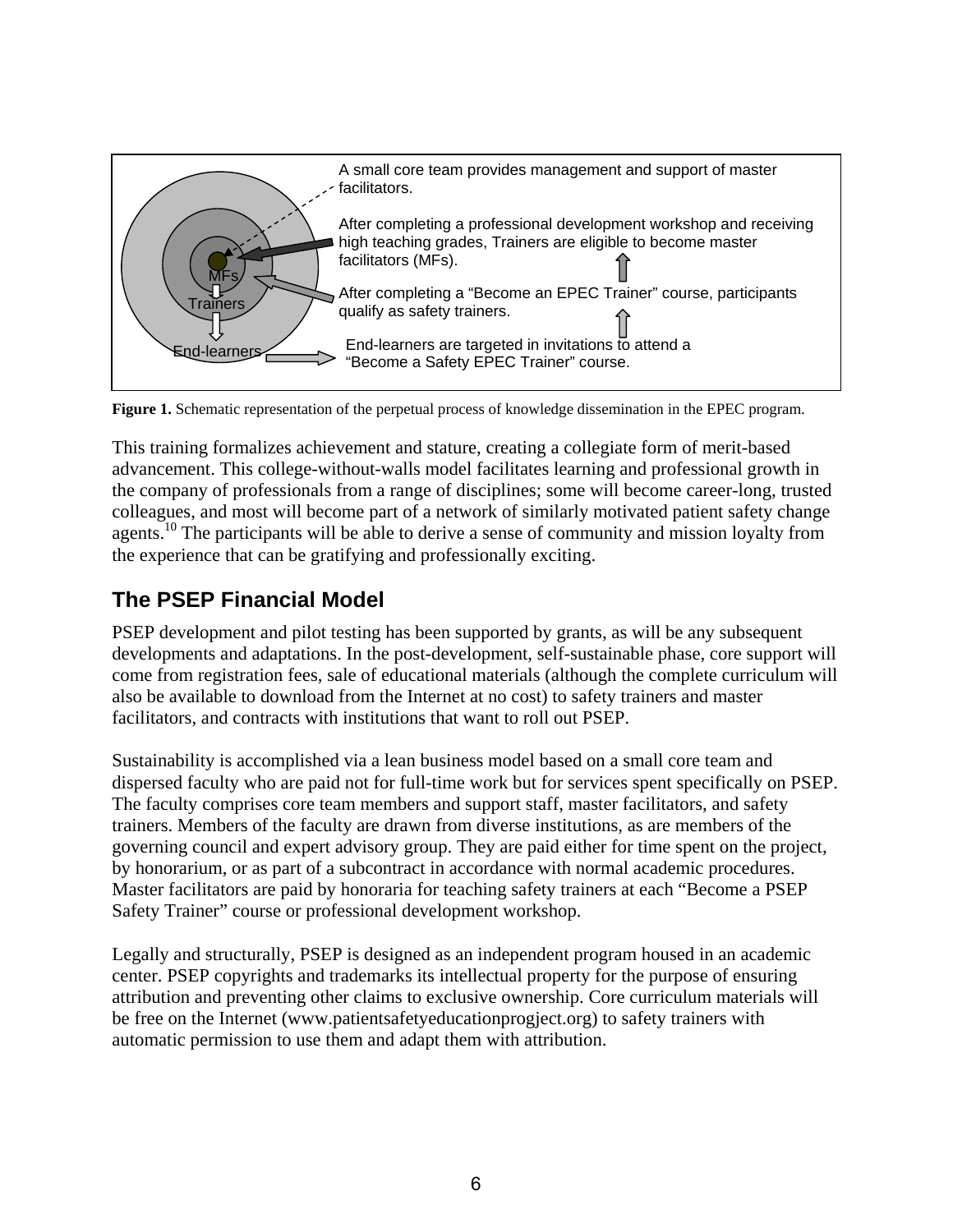A small core team provides management and support of master facilitators.

After completing a professional development workshop and receiving high teaching grades, Trainers are eligible to become master facilitators (MFs).

After completing a "Become an EPEC Trainer" course, participants qualify as safety trainers.

End-learners are targeted in invitations to attend a "Become a Safety EPEC Trainer" course.

MFs

Trainers

End-learners

**Figure 1.** Schematic representation of the perpetual process of knowledge dissemination in the EPEC program.

This training formalizes achievement and stature, creating a collegiate form of merit-based advancement. This college-without-walls model facilitates learning and professional growth in the company of professionals from a range of disciplines; some will become career-long, trusted colleagues, and most will become part of a network of similarly motivated patient safety change agents.[10] The participants will be able to derive a sense of community and mission loyalty from the experience that can be gratifying and professionally exciting.

## The PSEP Financial Model

PSEP development and pilot testing has been supported by grants, as will be any subsequent developments and adaptations. In the post-development, self-sustainable phase, core support will come from registration fees, sale of educational materials (although the complete curriculum will also be available to download from the Internet at no cost) to safety trainers and master facilitators, and contracts with institutions that want to roll out PSEP.

Sustainability is accomplished via a lean business model based on a small core team and dispersed faculty who are paid not for full-time work but for services spent specifically on PSEP. The faculty comprises core team members and support staff, master facilitators, and safety trainers. Members of the faculty are drawn from diverse institutions, as are members of the governing council and expert advisory group. They are paid either for time spent on the project, by honorarium, or as part of a subcontract in accordance with normal academic procedures. Master facilitators are paid by honoraria for teaching safety trainers at each "Become a PSEP Safety Trainer" course or professional development workshop.

Legally and structurally, PSEP is designed as an independent program housed in an academic center. PSEP copyrights and trademarks its intellectual property for the purpose of ensuring attribution and preventing other claims to exclusive ownership. Core curriculum materials will be free on the Internet (www.patientsafetyeducationprogject.org) to safety trainers with automatic permission to use them and adapt them with attribution.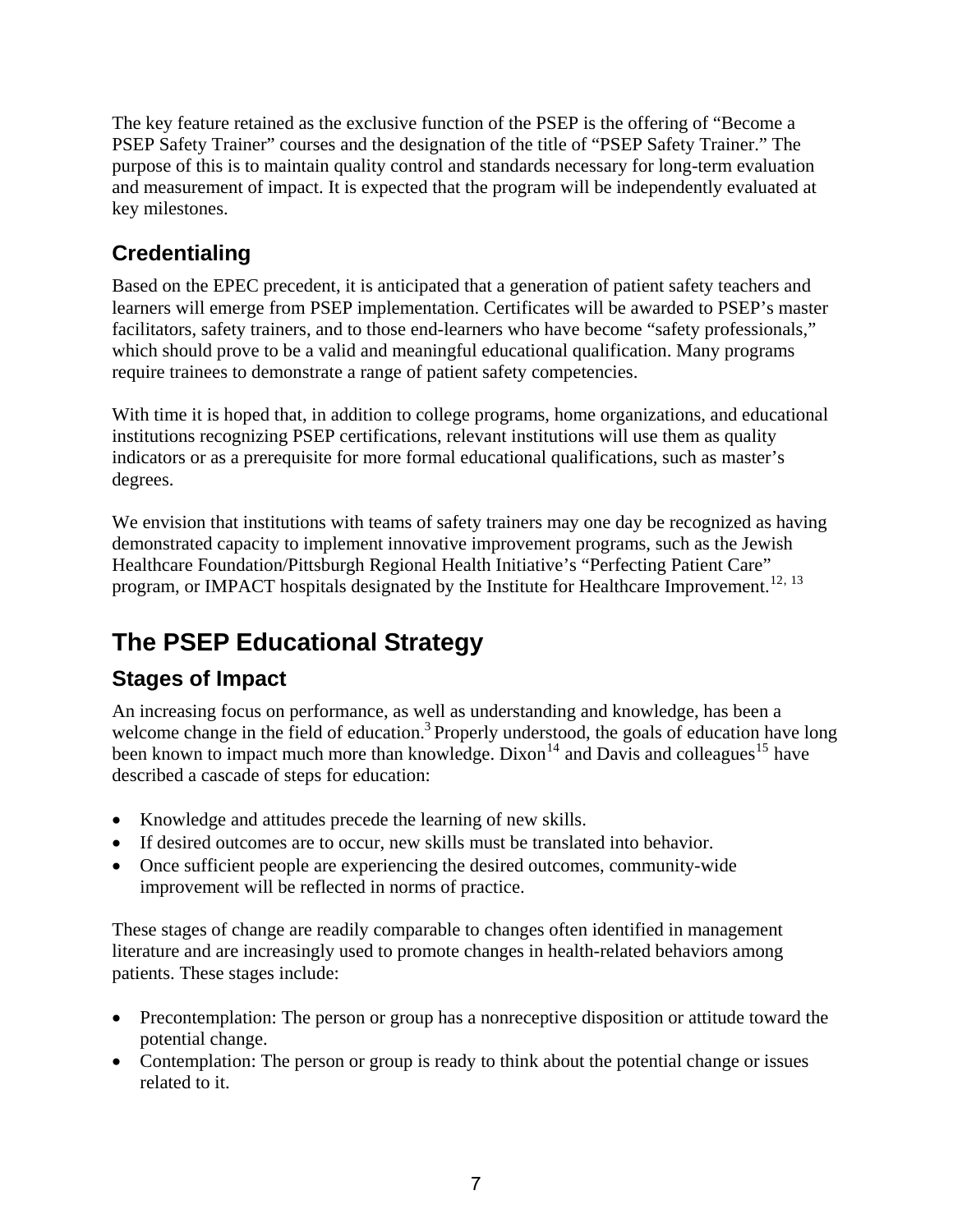The key feature retained as the exclusive function of the PSEP is the offering of "Become a PSEP Safety Trainer" courses and the designation of the title of "PSEP Safety Trainer." The purpose of this is to maintain quality control and standards necessary for long-term evaluation and measurement of impact. It is expected that the program will be independently evaluated at key milestones.

## Credentialing

Based on the EPEC precedent, it is anticipated that a generation of patient safety teachers and learners will emerge from PSEP implementation. Certificates will be awarded to PSEP's master facilitators, safety trainers, and to those end-learners who have become "safety professionals," which should prove to be a valid and meaningful educational qualification. Many programs require trainees to demonstrate a range of patient safety competencies.

With time it is hoped that, in addition to college programs, home organizations, and educational institutions recognizing PSEP certifications, relevant institutions will use them as quality indicators or as a prerequisite for more formal educational qualifications, such as master's degrees.

We envision that institutions with teams of safety trainers may one day be recognized as having demonstrated capacity to implement innovative improvement programs, such as the Jewish Healthcare Foundation/Pittsburgh Regional Health Initiative's "Perfecting Patient Care" program, or IMPACT hospitals designated by the Institute for Healthcare Improvement.[12, 13]

# The PSEP Educational Strategy

## Stages of Impact

An increasing focus on performance, as well as understanding and knowledge, has been a welcome change in the field of education.[3] Properly understood, the goals of education have long been known to impact much more than knowledge. Dixon[14] and Davis and colleagues[15] have described a cascade of steps for education:

- Knowledge and attitudes precede the learning of new skills.
- If desired outcomes are to occur, new skills must be translated into behavior.
- Once sufficient people are experiencing the desired outcomes, community-wide improvement will be reflected in norms of practice.

These stages of change are readily comparable to changes often identified in management literature and are increasingly used to promote changes in health-related behaviors among patients. These stages include:

- Precontemplation: The person or group has a nonreceptive disposition or attitude toward the potential change.
- Contemplation: The person or group is ready to think about the potential change or issues related to it.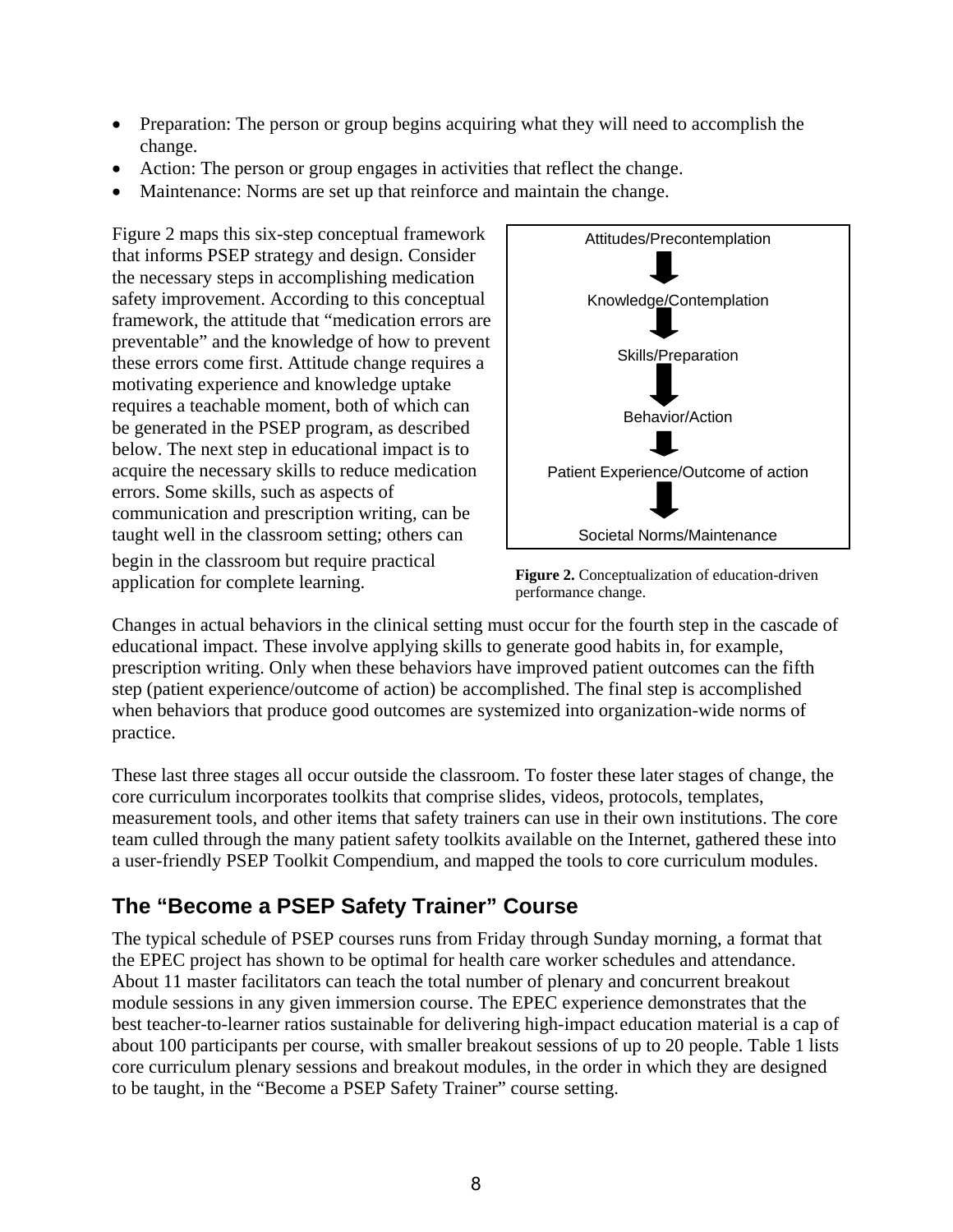- Preparation: The person or group begins acquiring what they will need to accomplish the change.
- Action: The person or group engages in activities that reflect the change.
- Maintenance: Norms are set up that reinforce and maintain the change.

Figure 2 maps this six-step conceptual framework that informs PSEP strategy and design. Consider the necessary steps in accomplishing medication safety improvement. According to this conceptual framework, the attitude that "medication errors are preventable" and the knowledge of how to prevent these errors come first. Attitude change requires a motivating experience and knowledge uptake requires a teachable moment, both of which can be generated in the PSEP program, as described below. The next step in educational impact is to acquire the necessary skills to reduce medication errors. Some skills, such as aspects of communication and prescription writing, can be taught well in the classroom setting; others can begin in the classroom but require practical application for complete learning.

Attitudes/Precontemplation
↓
Knowledge/Contemplation
↓
Skills/Preparation
↓
Behavior/Action
↓
Patient Experience/Outcome of action
↓
Societal Norms/Maintenance

**Figure 2.** Conceptualization of education-driven performance change.

Changes in actual behaviors in the clinical setting must occur for the fourth step in the cascade of educational impact. These involve applying skills to generate good habits in, for example, prescription writing. Only when these behaviors have improved patient outcomes can the fifth step (patient experience/outcome of action) be accomplished. The final step is accomplished when behaviors that produce good outcomes are systemized into organization-wide norms of practice.

These last three stages all occur outside the classroom. To foster these later stages of change, the core curriculum incorporates toolkits that comprise slides, videos, protocols, templates, measurement tools, and other items that safety trainers can use in their own institutions. The core team culled through the many patient safety toolkits available on the Internet, gathered these into a user-friendly PSEP Toolkit Compendium, and mapped the tools to core curriculum modules.

## The "Become a PSEP Safety Trainer" Course

The typical schedule of PSEP courses runs from Friday through Sunday morning, a format that the EPEC project has shown to be optimal for health care worker schedules and attendance. About 11 master facilitators can teach the total number of plenary and concurrent breakout module sessions in any given immersion course. The EPEC experience demonstrates that the best teacher-to-learner ratios sustainable for delivering high-impact education material is a cap of about 100 participants per course, with smaller breakout sessions of up to 20 people. Table 1 lists core curriculum plenary sessions and breakout modules, in the order in which they are designed to be taught, in the "Become a PSEP Safety Trainer" course setting.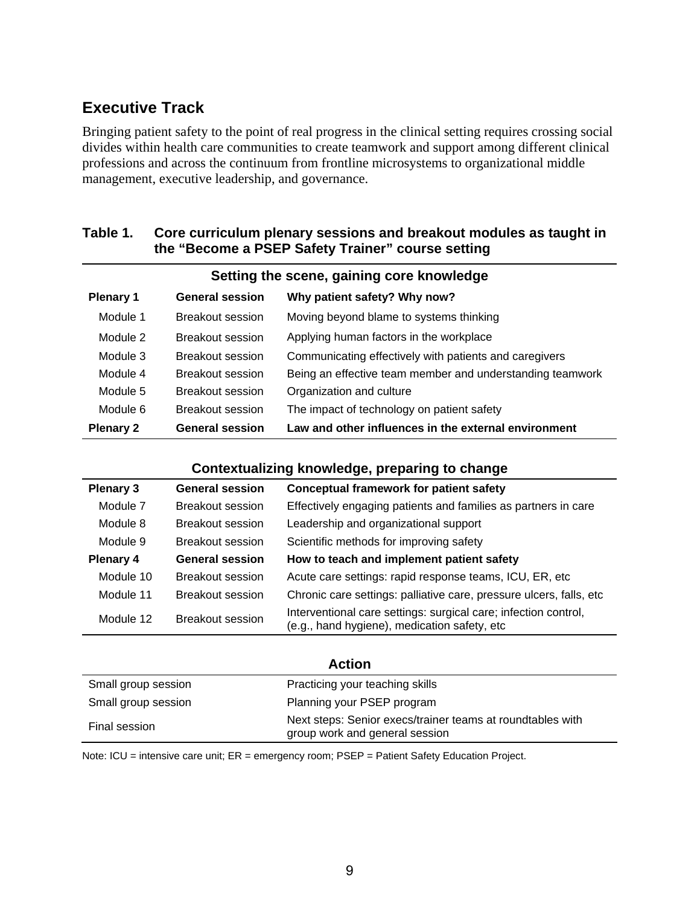## Executive Track

Bringing patient safety to the point of real progress in the clinical setting requires crossing social divides within health care communities to create teamwork and support among different clinical professions and across the continuum from frontline microsystems to organizational middle management, executive leadership, and governance.

**Table 1. Core curriculum plenary sessions and breakout modules as taught in the "Become a PSEP Safety Trainer" course setting**

| | | |
|---|---|---|
| **Setting the scene, gaining core knowledge** | | |
| **Plenary 1** | **General session** | **Why patient safety? Why now?** |
| Module 1 | Breakout session | Moving beyond blame to systems thinking |
| Module 2 | Breakout session | Applying human factors in the workplace |
| Module 3 | Breakout session | Communicating effectively with patients and caregivers |
| Module 4 | Breakout session | Being an effective team member and understanding teamwork |
| Module 5 | Breakout session | Organization and culture |
| Module 6 | Breakout session | The impact of technology on patient safety |
| **Plenary 2** | **General session** | **Law and other influences in the external environment** |
| **Contextualizing knowledge, preparing to change** | | |
| **Plenary 3** | **General session** | **Conceptual framework for patient safety** |
| Module 7 | Breakout session | Effectively engaging patients and families as partners in care |
| Module 8 | Breakout session | Leadership and organizational support |
| Module 9 | Breakout session | Scientific methods for improving safety |
| **Plenary 4** | **General session** | **How to teach and implement patient safety** |
| Module 10 | Breakout session | Acute care settings: rapid response teams, ICU, ER, etc |
| Module 11 | Breakout session | Chronic care settings: palliative care, pressure ulcers, falls, etc |
| Module 12 | Breakout session | Interventional care settings: surgical care; infection control, (e.g., hand hygiene), medication safety, etc |
| **Action** | | |
| Small group session | | Practicing your teaching skills |
| Small group session | | Planning your PSEP program |
| Final session | | Next steps: Senior execs/trainer teams at roundtables with group work and general session |

Note: ICU = intensive care unit; ER = emergency room; PSEP = Patient Safety Education Project.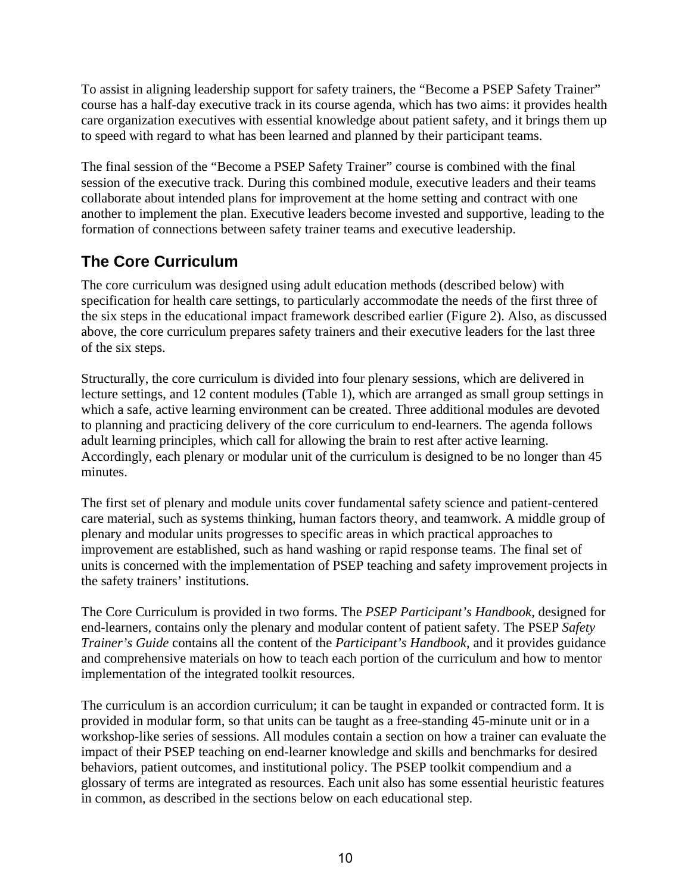To assist in aligning leadership support for safety trainers, the “Become a PSEP Safety Trainer” course has a half-day executive track in its course agenda, which has two aims: it provides health care organization executives with essential knowledge about patient safety, and it brings them up to speed with regard to what has been learned and planned by their participant teams.

The final session of the “Become a PSEP Safety Trainer” course is combined with the final session of the executive track. During this combined module, executive leaders and their teams collaborate about intended plans for improvement at the home setting and contract with one another to implement the plan. Executive leaders become invested and supportive, leading to the formation of connections between safety trainer teams and executive leadership.

## The Core Curriculum

The core curriculum was designed using adult education methods (described below) with specification for health care settings, to particularly accommodate the needs of the first three of the six steps in the educational impact framework described earlier (Figure 2). Also, as discussed above, the core curriculum prepares safety trainers and their executive leaders for the last three of the six steps.

Structurally, the core curriculum is divided into four plenary sessions, which are delivered in lecture settings, and 12 content modules (Table 1), which are arranged as small group settings in which a safe, active learning environment can be created. Three additional modules are devoted to planning and practicing delivery of the core curriculum to end-learners. The agenda follows adult learning principles, which call for allowing the brain to rest after active learning. Accordingly, each plenary or modular unit of the curriculum is designed to be no longer than 45 minutes.

The first set of plenary and module units cover fundamental safety science and patient-centered care material, such as systems thinking, human factors theory, and teamwork. A middle group of plenary and modular units progresses to specific areas in which practical approaches to improvement are established, such as hand washing or rapid response teams. The final set of units is concerned with the implementation of PSEP teaching and safety improvement projects in the safety trainers’ institutions.

The Core Curriculum is provided in two forms. The *PSEP Participant’s Handbook*, designed for end-learners, contains only the plenary and modular content of patient safety. The PSEP *Safety Trainer’s Guide* contains all the content of the *Participant’s Handbook*, and it provides guidance and comprehensive materials on how to teach each portion of the curriculum and how to mentor implementation of the integrated toolkit resources.

The curriculum is an accordion curriculum; it can be taught in expanded or contracted form. It is provided in modular form, so that units can be taught as a free-standing 45-minute unit or in a workshop-like series of sessions. All modules contain a section on how a trainer can evaluate the impact of their PSEP teaching on end-learner knowledge and skills and benchmarks for desired behaviors, patient outcomes, and institutional policy. The PSEP toolkit compendium and a glossary of terms are integrated as resources. Each unit also has some essential heuristic features in common, as described in the sections below on each educational step.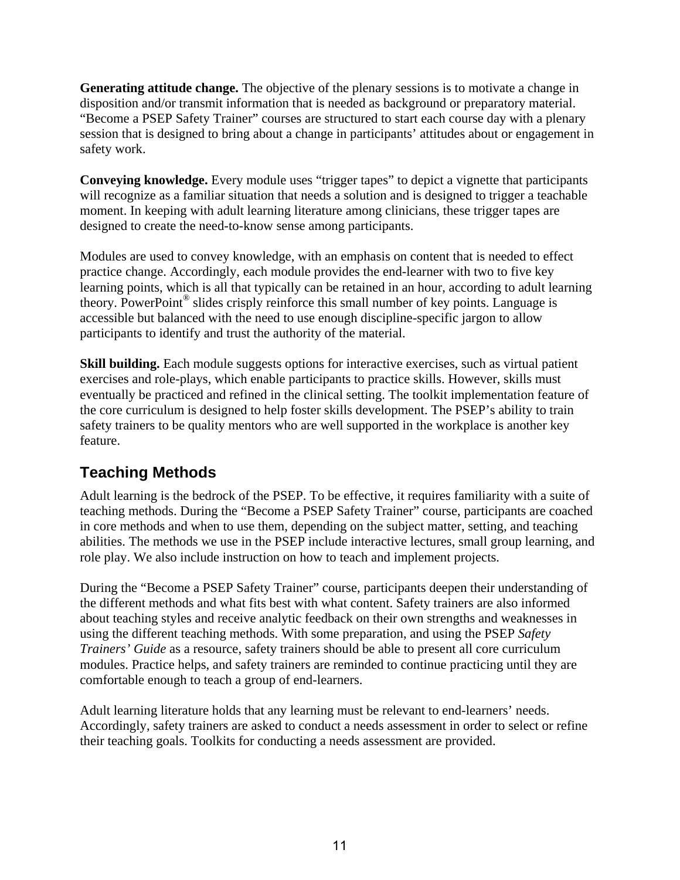**Generating attitude change.** The objective of the plenary sessions is to motivate a change in disposition and/or transmit information that is needed as background or preparatory material. "Become a PSEP Safety Trainer" courses are structured to start each course day with a plenary session that is designed to bring about a change in participants' attitudes about or engagement in safety work.

**Conveying knowledge.** Every module uses "trigger tapes" to depict a vignette that participants will recognize as a familiar situation that needs a solution and is designed to trigger a teachable moment. In keeping with adult learning literature among clinicians, these trigger tapes are designed to create the need-to-know sense among participants.

Modules are used to convey knowledge, with an emphasis on content that is needed to effect practice change. Accordingly, each module provides the end-learner with two to five key learning points, which is all that typically can be retained in an hour, according to adult learning theory. PowerPoint® slides crisply reinforce this small number of key points. Language is accessible but balanced with the need to use enough discipline-specific jargon to allow participants to identify and trust the authority of the material.

**Skill building.** Each module suggests options for interactive exercises, such as virtual patient exercises and role-plays, which enable participants to practice skills. However, skills must eventually be practiced and refined in the clinical setting. The toolkit implementation feature of the core curriculum is designed to help foster skills development. The PSEP's ability to train safety trainers to be quality mentors who are well supported in the workplace is another key feature.

## Teaching Methods

Adult learning is the bedrock of the PSEP. To be effective, it requires familiarity with a suite of teaching methods. During the "Become a PSEP Safety Trainer" course, participants are coached in core methods and when to use them, depending on the subject matter, setting, and teaching abilities. The methods we use in the PSEP include interactive lectures, small group learning, and role play. We also include instruction on how to teach and implement projects.

During the "Become a PSEP Safety Trainer" course, participants deepen their understanding of the different methods and what fits best with what content. Safety trainers are also informed about teaching styles and receive analytic feedback on their own strengths and weaknesses in using the different teaching methods. With some preparation, and using the PSEP *Safety Trainers' Guide* as a resource, safety trainers should be able to present all core curriculum modules. Practice helps, and safety trainers are reminded to continue practicing until they are comfortable enough to teach a group of end-learners.

Adult learning literature holds that any learning must be relevant to end-learners' needs. Accordingly, safety trainers are asked to conduct a needs assessment in order to select or refine their teaching goals. Toolkits for conducting a needs assessment are provided.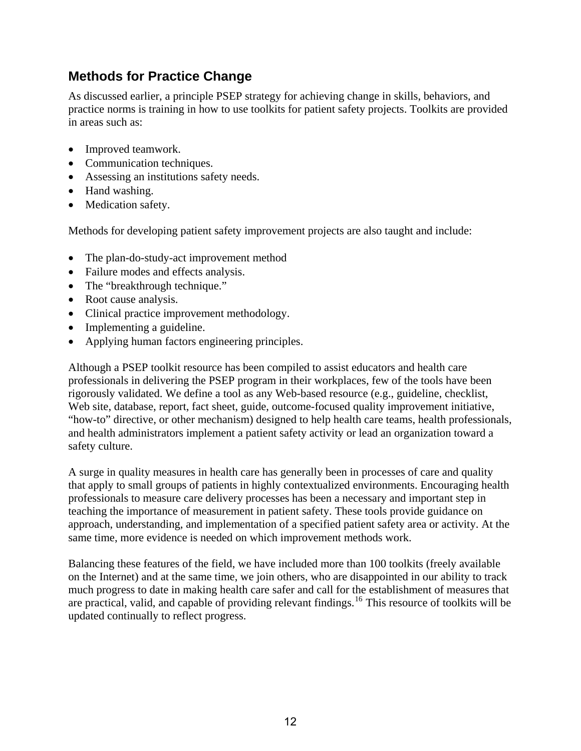## Methods for Practice Change

As discussed earlier, a principle PSEP strategy for achieving change in skills, behaviors, and practice norms is training in how to use toolkits for patient safety projects. Toolkits are provided in areas such as:

- Improved teamwork.
- Communication techniques.
- Assessing an institutions safety needs.
- Hand washing.
- Medication safety.

Methods for developing patient safety improvement projects are also taught and include:

- The plan-do-study-act improvement method
- Failure modes and effects analysis.
- The “breakthrough technique.”
- Root cause analysis.
- Clinical practice improvement methodology.
- Implementing a guideline.
- Applying human factors engineering principles.

Although a PSEP toolkit resource has been compiled to assist educators and health care professionals in delivering the PSEP program in their workplaces, few of the tools have been rigorously validated. We define a tool as any Web-based resource (e.g., guideline, checklist, Web site, database, report, fact sheet, guide, outcome-focused quality improvement initiative, “how-to” directive, or other mechanism) designed to help health care teams, health professionals, and health administrators implement a patient safety activity or lead an organization toward a safety culture.

A surge in quality measures in health care has generally been in processes of care and quality that apply to small groups of patients in highly contextualized environments. Encouraging health professionals to measure care delivery processes has been a necessary and important step in teaching the importance of measurement in patient safety. These tools provide guidance on approach, understanding, and implementation of a specified patient safety area or activity. At the same time, more evidence is needed on which improvement methods work.

Balancing these features of the field, we have included more than 100 toolkits (freely available on the Internet) and at the same time, we join others, who are disappointed in our ability to track much progress to date in making health care safer and call for the establishment of measures that are practical, valid, and capable of providing relevant findings.[16] This resource of toolkits will be updated continually to reflect progress.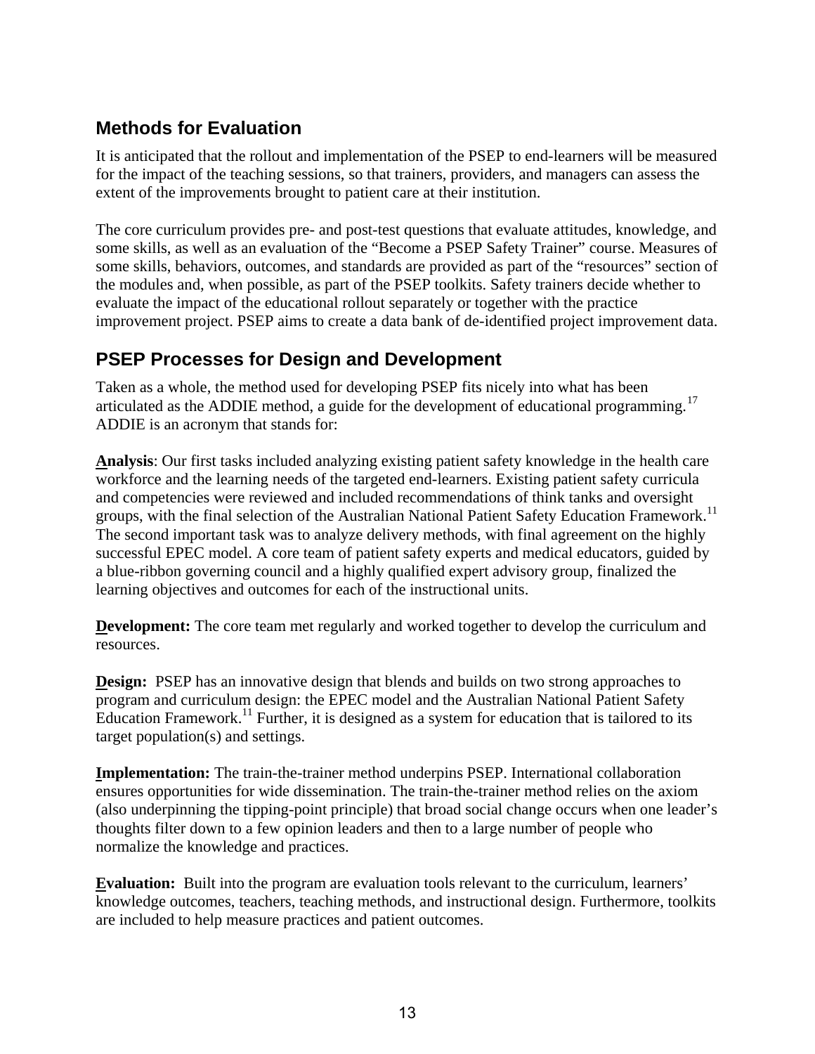## Methods for Evaluation

It is anticipated that the rollout and implementation of the PSEP to end-learners will be measured for the impact of the teaching sessions, so that trainers, providers, and managers can assess the extent of the improvements brought to patient care at their institution.

The core curriculum provides pre- and post-test questions that evaluate attitudes, knowledge, and some skills, as well as an evaluation of the "Become a PSEP Safety Trainer" course. Measures of some skills, behaviors, outcomes, and standards are provided as part of the "resources" section of the modules and, when possible, as part of the PSEP toolkits. Safety trainers decide whether to evaluate the impact of the educational rollout separately or together with the practice improvement project. PSEP aims to create a data bank of de-identified project improvement data.

## PSEP Processes for Design and Development

Taken as a whole, the method used for developing PSEP fits nicely into what has been articulated as the ADDIE method, a guide for the development of educational programming.[17] ADDIE is an acronym that stands for:

**Analysis**: Our first tasks included analyzing existing patient safety knowledge in the health care workforce and the learning needs of the targeted end-learners. Existing patient safety curricula and competencies were reviewed and included recommendations of think tanks and oversight groups, with the final selection of the Australian National Patient Safety Education Framework.[11] The second important task was to analyze delivery methods, with final agreement on the highly successful EPEC model. A core team of patient safety experts and medical educators, guided by a blue-ribbon governing council and a highly qualified expert advisory group, finalized the learning objectives and outcomes for each of the instructional units.

**Development:** The core team met regularly and worked together to develop the curriculum and resources.

**Design:** PSEP has an innovative design that blends and builds on two strong approaches to program and curriculum design: the EPEC model and the Australian National Patient Safety Education Framework.[11] Further, it is designed as a system for education that is tailored to its target population(s) and settings.

**Implementation:** The train-the-trainer method underpins PSEP. International collaboration ensures opportunities for wide dissemination. The train-the-trainer method relies on the axiom (also underpinning the tipping-point principle) that broad social change occurs when one leader's thoughts filter down to a few opinion leaders and then to a large number of people who normalize the knowledge and practices.

**Evaluation:** Built into the program are evaluation tools relevant to the curriculum, learners' knowledge outcomes, teachers, teaching methods, and instructional design. Furthermore, toolkits are included to help measure practices and patient outcomes.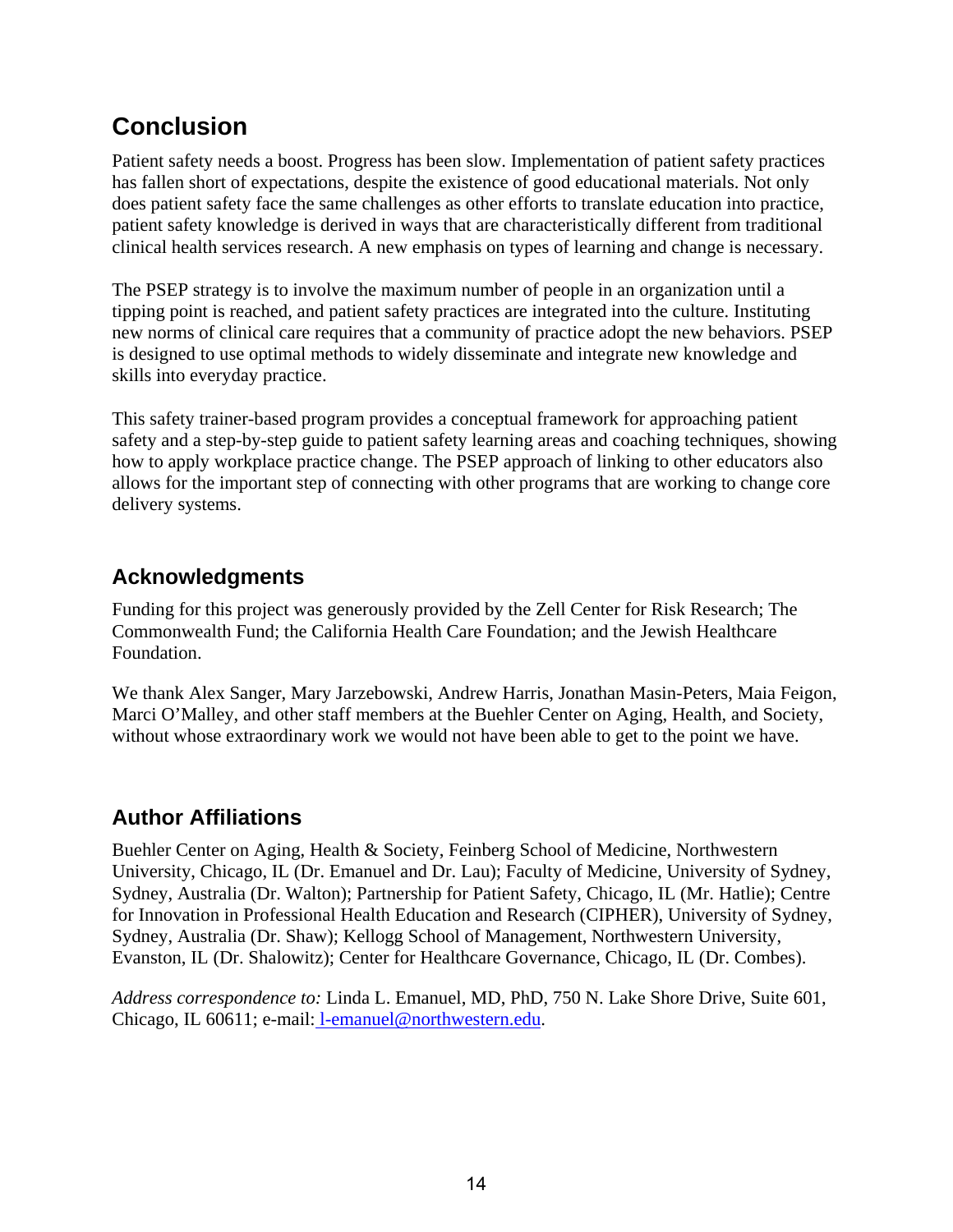## Conclusion

Patient safety needs a boost. Progress has been slow. Implementation of patient safety practices has fallen short of expectations, despite the existence of good educational materials. Not only does patient safety face the same challenges as other efforts to translate education into practice, patient safety knowledge is derived in ways that are characteristically different from traditional clinical health services research. A new emphasis on types of learning and change is necessary.

The PSEP strategy is to involve the maximum number of people in an organization until a tipping point is reached, and patient safety practices are integrated into the culture. Instituting new norms of clinical care requires that a community of practice adopt the new behaviors. PSEP is designed to use optimal methods to widely disseminate and integrate new knowledge and skills into everyday practice.

This safety trainer-based program provides a conceptual framework for approaching patient safety and a step-by-step guide to patient safety learning areas and coaching techniques, showing how to apply workplace practice change. The PSEP approach of linking to other educators also allows for the important step of connecting with other programs that are working to change core delivery systems.

## Acknowledgments

Funding for this project was generously provided by the Zell Center for Risk Research; The Commonwealth Fund; the California Health Care Foundation; and the Jewish Healthcare Foundation.

We thank Alex Sanger, Mary Jarzebowski, Andrew Harris, Jonathan Masin-Peters, Maia Feigon, Marci O'Malley, and other staff members at the Buehler Center on Aging, Health, and Society, without whose extraordinary work we would not have been able to get to the point we have.

## Author Affiliations

Buehler Center on Aging, Health & Society, Feinberg School of Medicine, Northwestern University, Chicago, IL (Dr. Emanuel and Dr. Lau); Faculty of Medicine, University of Sydney, Sydney, Australia (Dr. Walton); Partnership for Patient Safety, Chicago, IL (Mr. Hatlie); Centre for Innovation in Professional Health Education and Research (CIPHER), University of Sydney, Sydney, Australia (Dr. Shaw); Kellogg School of Management, Northwestern University, Evanston, IL (Dr. Shalowitz); Center for Healthcare Governance, Chicago, IL (Dr. Combes).

*Address correspondence to:* Linda L. Emanuel, MD, PhD, 750 N. Lake Shore Drive, Suite 601, Chicago, IL 60611; e-mail: l-emanuel@northwestern.edu.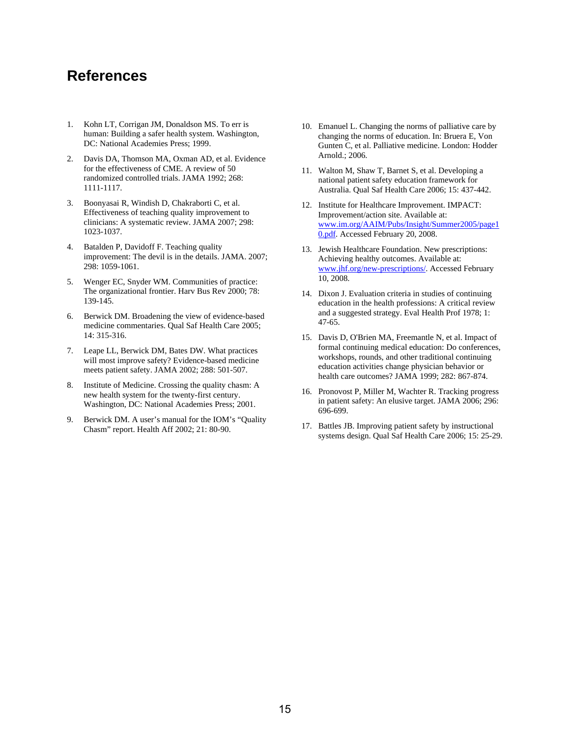# References

1. Kohn LT, Corrigan JM, Donaldson MS. To err is human: Building a safer health system. Washington, DC: National Academies Press; 1999.
2. Davis DA, Thomson MA, Oxman AD, et al. Evidence for the effectiveness of CME. A review of 50 randomized controlled trials. JAMA 1992; 268: 1111-1117.
3. Boonyasai R, Windish D, Chakraborti C, et al. Effectiveness of teaching quality improvement to clinicians: A systematic review. JAMA 2007; 298: 1023-1037.
4. Batalden P, Davidoff F. Teaching quality improvement: The devil is in the details. JAMA. 2007; 298: 1059-1061.
5. Wenger EC, Snyder WM. Communities of practice: The organizational frontier. Harv Bus Rev 2000; 78: 139-145.
6. Berwick DM. Broadening the view of evidence-based medicine commentaries. Qual Saf Health Care 2005; 14: 315-316.
7. Leape LL, Berwick DM, Bates DW. What practices will most improve safety? Evidence-based medicine meets patient safety. JAMA 2002; 288: 501-507.
8. Institute of Medicine. Crossing the quality chasm: A new health system for the twenty-first century. Washington, DC: National Academies Press; 2001.
9. Berwick DM. A user's manual for the IOM's "Quality Chasm" report. Health Aff 2002; 21: 80-90.
10. Emanuel L. Changing the norms of palliative care by changing the norms of education. In: Bruera E, Von Gunten C, et al. Palliative medicine. London: Hodder Arnold.; 2006.
11. Walton M, Shaw T, Barnet S, et al. Developing a national patient safety education framework for Australia. Qual Saf Health Care 2006; 15: 437-442.
12. Institute for Healthcare Improvement. IMPACT: Improvement/action site. Available at: [www.im.org/AAIM/Pubs/Insight/Summer2005/page10.pdf](www.im.org/AAIM/Pubs/Insight/Summer2005/page10.pdf). Accessed February 20, 2008.
13. Jewish Healthcare Foundation. New prescriptions: Achieving healthy outcomes. Available at: [www.jhf.org/new-prescriptions/](www.jhf.org/new-prescriptions/). Accessed February 10, 2008.
14. Dixon J. Evaluation criteria in studies of continuing education in the health professions: A critical review and a suggested strategy. Eval Health Prof 1978; 1: 47-65.
15. Davis D, O'Brien MA, Freemantle N, et al. Impact of formal continuing medical education: Do conferences, workshops, rounds, and other traditional continuing education activities change physician behavior or health care outcomes? JAMA 1999; 282: 867-874.
16. Pronovost P, Miller M, Wachter R. Tracking progress in patient safety: An elusive target. JAMA 2006; 296: 696-699.
17. Battles JB. Improving patient safety by instructional systems design. Qual Saf Health Care 2006; 15: 25-29.